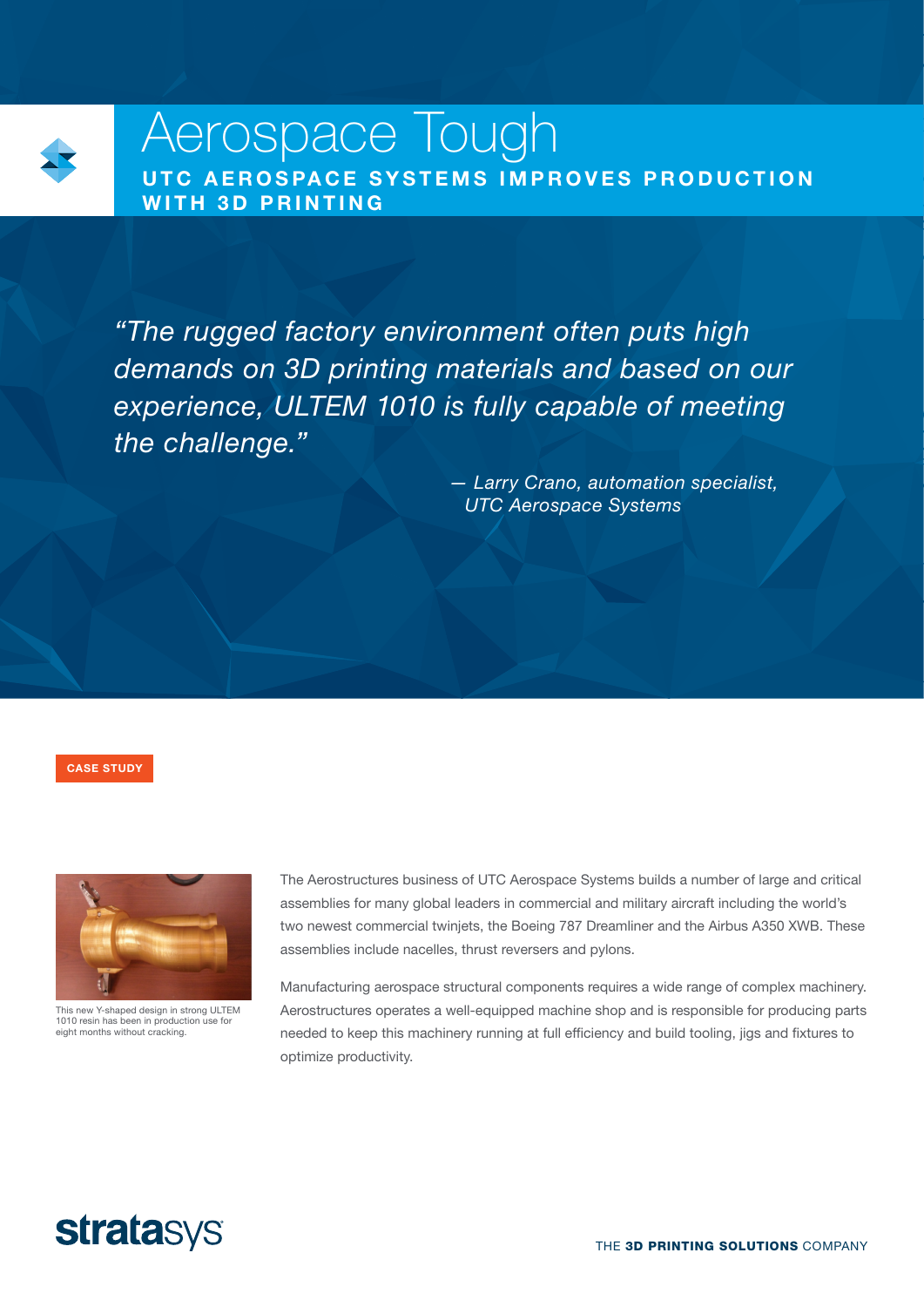# Aerospace Tough

## UTC AEROSPACE SYSTEMS IMPROVES PRODUCTION WITH 3D PRINTING

*"The rugged factory environment often puts high demands on 3D printing materials and based on our experience, ULTEM 1010 is fully capable of meeting the challenge."*

*— Larry Crano, automation specialist, UTC Aerospace Systems*

**CASE STUDY**

This new Y-shaped design in strong ULTEM 1010 resin has been in production use for eight months without cracking.

The Aerostructures business of UTC Aerospace Systems builds a number of large and critical assemblies for many global leaders in commercial and military aircraft including the world's two newest commercial twinjets, the Boeing 787 Dreamliner and the Airbus A350 XWB. These assemblies include nacelles, thrust reversers and pylons.

Manufacturing aerospace structural components requires a wide range of complex machinery. Aerostructures operates a well-equipped machine shop and is responsible for producing parts needed to keep this machinery running at full efficiency and build tooling, jigs and fixtures to optimize productivity.

**stratasys**

THE **3D PRINTING SOLUTIONS** COMPANY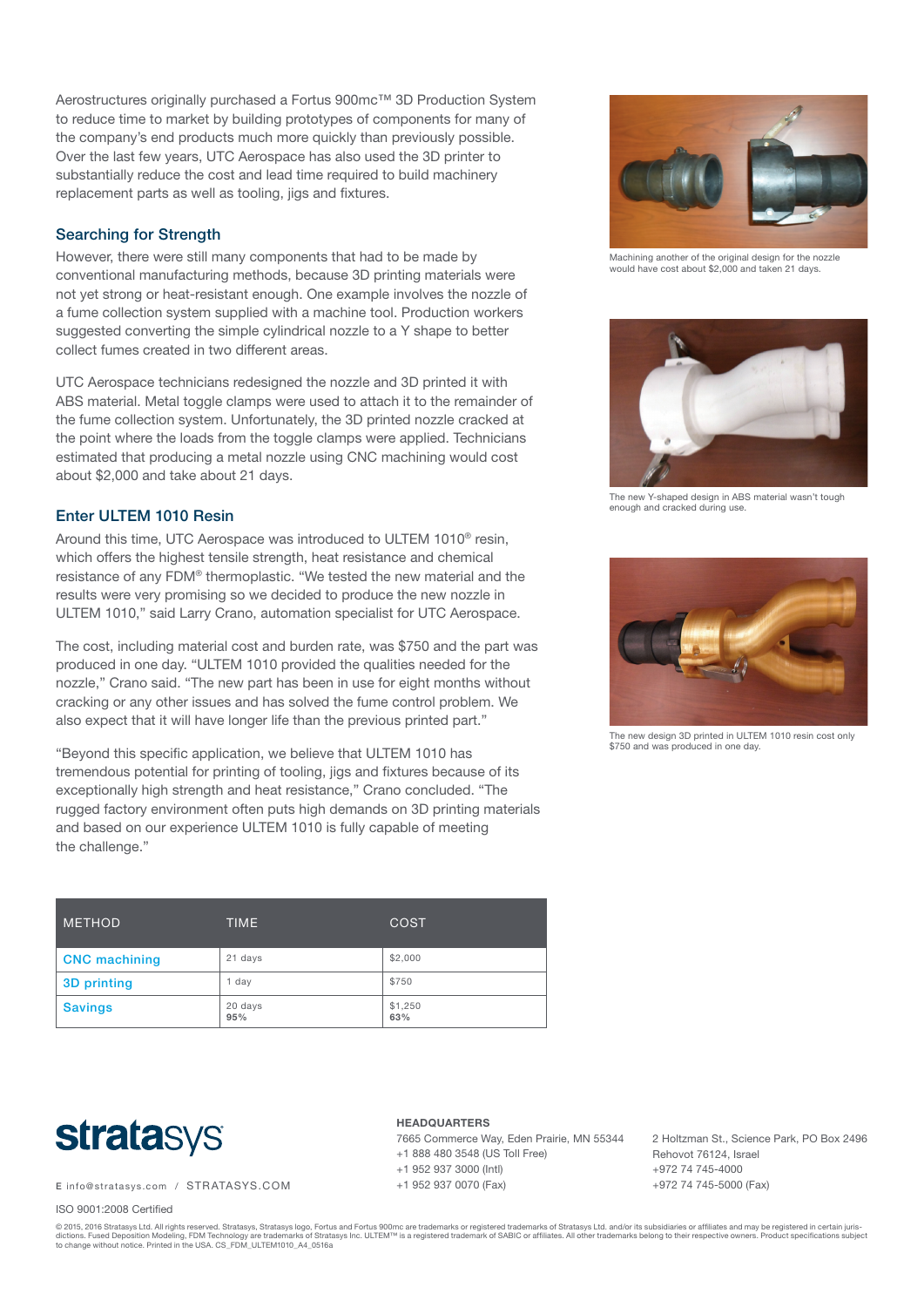Aerostructures originally purchased a Fortus 900mc™ 3D Production System to reduce time to market by building prototypes of components for many of the company's end products much more quickly than previously possible. Over the last few years, UTC Aerospace has also used the 3D printer to substantially reduce the cost and lead time required to build machinery replacement parts as well as tooling, jigs and fixtures.

## Searching for Strength

However, there were still many components that had to be made by conventional manufacturing methods, because 3D printing materials were not yet strong or heat-resistant enough. One example involves the nozzle of a fume collection system supplied with a machine tool. Production workers suggested converting the simple cylindrical nozzle to a Y shape to better collect fumes created in two different areas.

UTC Aerospace technicians redesigned the nozzle and 3D printed it with ABS material. Metal toggle clamps were used to attach it to the remainder of the fume collection system. Unfortunately, the 3D printed nozzle cracked at the point where the loads from the toggle clamps were applied. Technicians estimated that producing a metal nozzle using CNC machining would cost about $2,000 and take about 21 days.

## Enter ULTEM 1010 Resin

Around this time, UTC Aerospace was introduced to ULTEM 1010® resin, which offers the highest tensile strength, heat resistance and chemical resistance of any FDM® thermoplastic. "We tested the new material and the results were very promising so we decided to produce the new nozzle in ULTEM 1010," said Larry Crano, automation specialist for UTC Aerospace.

The cost, including material cost and burden rate, was $750 and the part was produced in one day. "ULTEM 1010 provided the qualities needed for the nozzle," Crano said. "The new part has been in use for eight months without cracking or any other issues and has solved the fume control problem. We also expect that it will have longer life than the previous printed part."

"Beyond this specific application, we believe that ULTEM 1010 has tremendous potential for printing of tooling, jigs and fixtures because of its exceptionally high strength and heat resistance," Crano concluded. "The rugged factory environment often puts high demands on 3D printing materials and based on our experience ULTEM 1010 is fully capable of meeting the challenge."

Machining another of the original design for the nozzle would have cost about $2,000 and taken 21 days.

The new Y-shaped design in ABS material wasn't tough enough and cracked during use.

The new design 3D printed in ULTEM 1010 resin cost only $750 and was produced in one day.

| METHOD | TIME | COST |
|---|---|---|
| CNC machining | 21 days | $2,000 |
| 3D printing | 1 day | $750 |
| Savings | 20 days **95%** | $1,250 **63%** |

**stratasys**

E info@stratasys.com / STRATASYS.COM

ISO 9001:2008 Certified

**HEADQUARTERS**

7665 Commerce Way, Eden Prairie, MN 55344
+1 888 480 3548 (US Toll Free)
+1 952 937 3000 (Intl)
+1 952 937 0070 (Fax)

2 Holtzman St., Science Park, PO Box 2496
Rehovot 76124, Israel
+972 74 745-4000
+972 74 745-5000 (Fax)

© 2015, 2016 Stratasys Ltd. All rights reserved. Stratasys, Stratasys logo, Fortus and Fortus 900mc are trademarks or registered trademarks of Stratasys Ltd. and/or its subsidiaries or affiliates and may be registered in certain jurisdictions. Fused Deposition Modeling, FDM Technology are trademarks of Stratasys Inc. ULTEM™ is a registered trademark of SABIC or affiliates. All other trademarks belong to their respective owners. Product specifications subject to change without notice. Printed in the USA. CS_FDM_ULTEM1010_A4_0516a